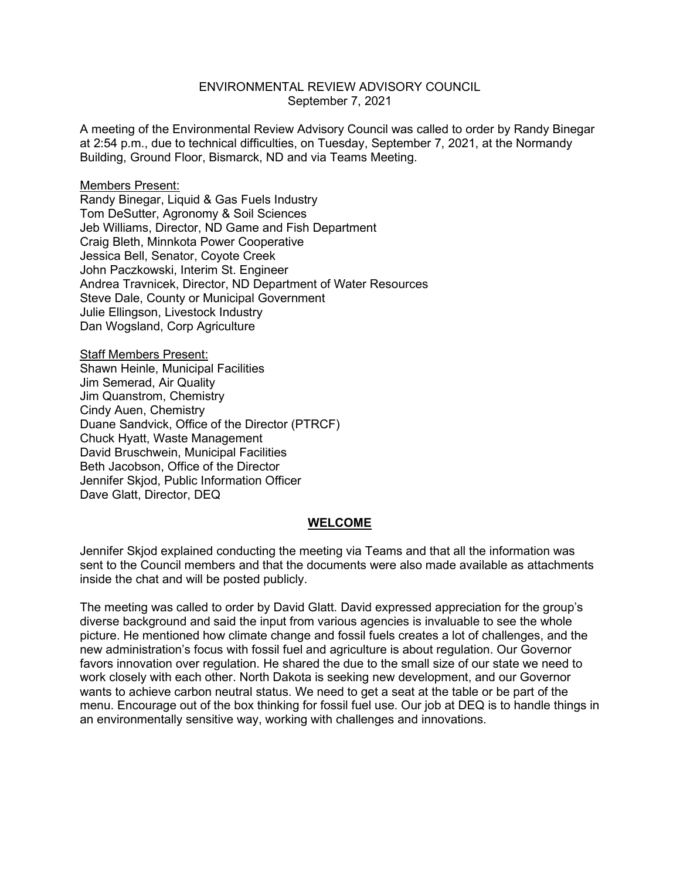ENVIRONMENTAL REVIEW ADVISORY COUNCIL
September 7, 2021

A meeting of the Environmental Review Advisory Council was called to order by Randy Binegar at 2:54 p.m., due to technical difficulties, on Tuesday, September 7, 2021, at the Normandy Building, Ground Floor, Bismarck, ND and via Teams Meeting.

Members Present:
Randy Binegar, Liquid & Gas Fuels Industry
Tom DeSutter, Agronomy & Soil Sciences
Jeb Williams, Director, ND Game and Fish Department
Craig Bleth, Minnkota Power Cooperative
Jessica Bell, Senator, Coyote Creek
John Paczkowski, Interim St. Engineer
Andrea Travnicek, Director, ND Department of Water Resources
Steve Dale, County or Municipal Government
Julie Ellingson, Livestock Industry
Dan Wogsland, Corp Agriculture

Staff Members Present:
Shawn Heinle, Municipal Facilities
Jim Semerad, Air Quality
Jim Quanstrom, Chemistry
Cindy Auen, Chemistry
Duane Sandvick, Office of the Director (PTRCF)
Chuck Hyatt, Waste Management
David Bruschwein, Municipal Facilities
Beth Jacobson, Office of the Director
Jennifer Skjod, Public Information Officer
Dave Glatt, Director, DEQ

## WELCOME

Jennifer Skjod explained conducting the meeting via Teams and that all the information was sent to the Council members and that the documents were also made available as attachments inside the chat and will be posted publicly.

The meeting was called to order by David Glatt. David expressed appreciation for the group's diverse background and said the input from various agencies is invaluable to see the whole picture. He mentioned how climate change and fossil fuels creates a lot of challenges, and the new administration's focus with fossil fuel and agriculture is about regulation. Our Governor favors innovation over regulation. He shared the due to the small size of our state we need to work closely with each other. North Dakota is seeking new development, and our Governor wants to achieve carbon neutral status. We need to get a seat at the table or be part of the menu. Encourage out of the box thinking for fossil fuel use. Our job at DEQ is to handle things in an environmentally sensitive way, working with challenges and innovations.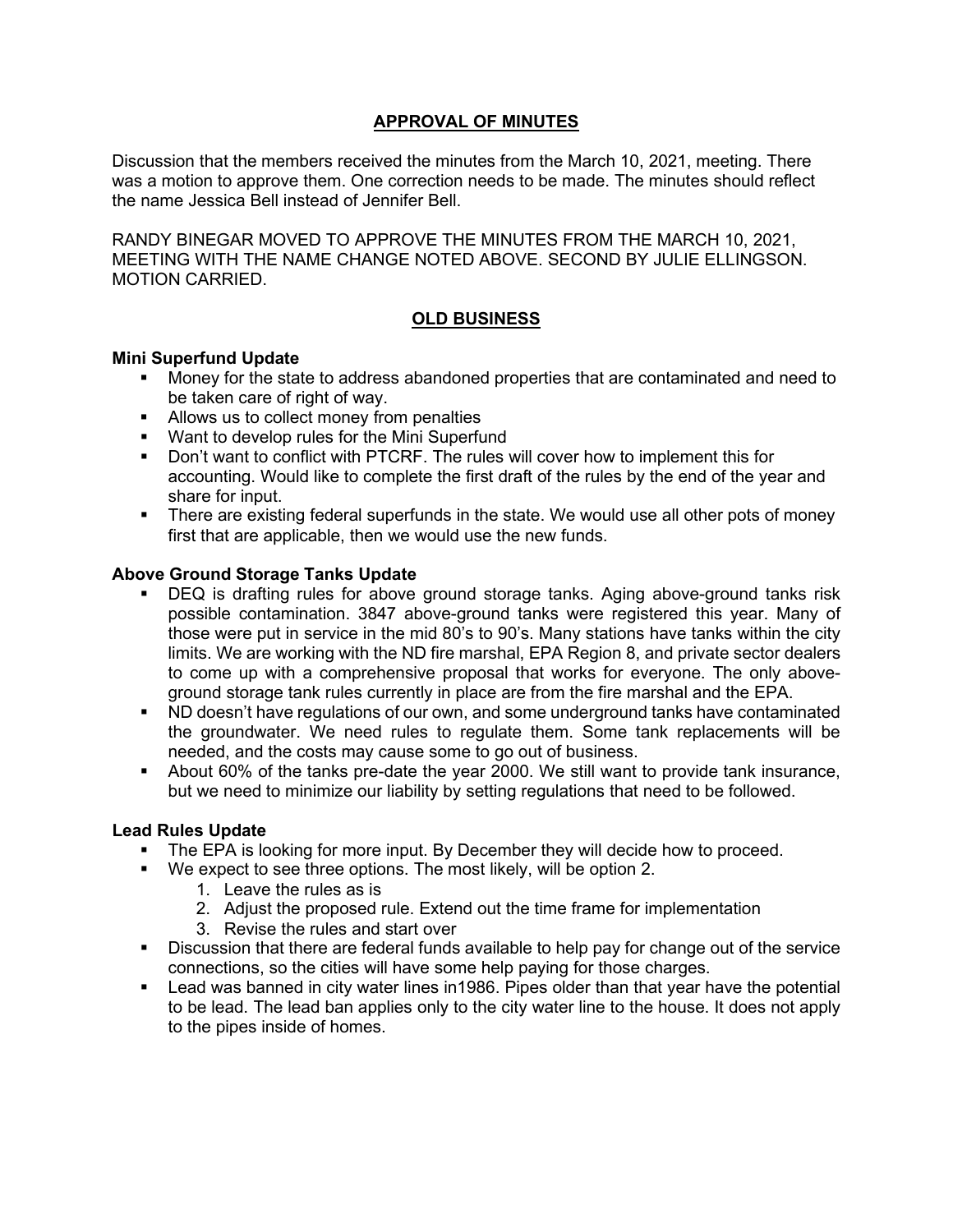## APPROVAL OF MINUTES

Discussion that the members received the minutes from the March 10, 2021, meeting. There was a motion to approve them. One correction needs to be made. The minutes should reflect the name Jessica Bell instead of Jennifer Bell.

RANDY BINEGAR MOVED TO APPROVE THE MINUTES FROM THE MARCH 10, 2021, MEETING WITH THE NAME CHANGE NOTED ABOVE. SECOND BY JULIE ELLINGSON. MOTION CARRIED.

## OLD BUSINESS

### Mini Superfund Update

- Money for the state to address abandoned properties that are contaminated and need to be taken care of right of way.
- Allows us to collect money from penalties
- Want to develop rules for the Mini Superfund
- Don't want to conflict with PTCRF. The rules will cover how to implement this for accounting. Would like to complete the first draft of the rules by the end of the year and share for input.
- There are existing federal superfunds in the state. We would use all other pots of money first that are applicable, then we would use the new funds.

### Above Ground Storage Tanks Update

- DEQ is drafting rules for above ground storage tanks. Aging above-ground tanks risk possible contamination. 3847 above-ground tanks were registered this year. Many of those were put in service in the mid 80's to 90's. Many stations have tanks within the city limits. We are working with the ND fire marshal, EPA Region 8, and private sector dealers to come up with a comprehensive proposal that works for everyone. The only above-ground storage tank rules currently in place are from the fire marshal and the EPA.
- ND doesn't have regulations of our own, and some underground tanks have contaminated the groundwater. We need rules to regulate them. Some tank replacements will be needed, and the costs may cause some to go out of business.
- About 60% of the tanks pre-date the year 2000. We still want to provide tank insurance, but we need to minimize our liability by setting regulations that need to be followed.

### Lead Rules Update

- The EPA is looking for more input. By December they will decide how to proceed.
- We expect to see three options. The most likely, will be option 2.
  1. Leave the rules as is
  2. Adjust the proposed rule. Extend out the time frame for implementation
  3. Revise the rules and start over
- Discussion that there are federal funds available to help pay for change out of the service connections, so the cities will have some help paying for those charges.
- Lead was banned in city water lines in1986. Pipes older than that year have the potential to be lead. The lead ban applies only to the city water line to the house. It does not apply to the pipes inside of homes.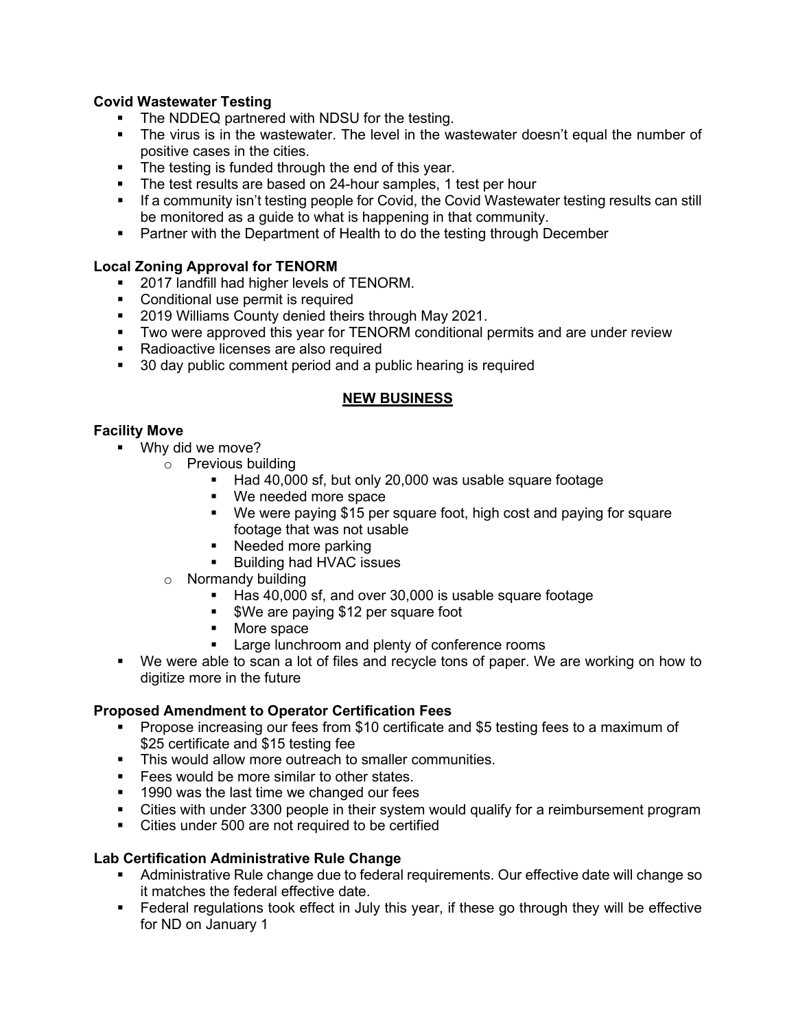**Covid Wastewater Testing**

- The NDDEQ partnered with NDSU for the testing.
- The virus is in the wastewater. The level in the wastewater doesn't equal the number of positive cases in the cities.
- The testing is funded through the end of this year.
- The test results are based on 24-hour samples, 1 test per hour
- If a community isn't testing people for Covid, the Covid Wastewater testing results can still be monitored as a guide to what is happening in that community.
- Partner with the Department of Health to do the testing through December

**Local Zoning Approval for TENORM**

- 2017 landfill had higher levels of TENORM.
- Conditional use permit is required
- 2019 Williams County denied theirs through May 2021.
- Two were approved this year for TENORM conditional permits and are under review
- Radioactive licenses are also required
- 30 day public comment period and a public hearing is required

## NEW BUSINESS

**Facility Move**

- Why did we move?
  - Previous building
    - Had 40,000 sf, but only 20,000 was usable square footage
    - We needed more space
    - We were paying $15 per square foot, high cost and paying for square footage that was not usable
    - Needed more parking
    - Building had HVAC issues
  - Normandy building
    - Has 40,000 sf, and over 30,000 is usable square footage
    - $We are paying $12 per square foot
    - More space
    - Large lunchroom and plenty of conference rooms
- We were able to scan a lot of files and recycle tons of paper. We are working on how to digitize more in the future

**Proposed Amendment to Operator Certification Fees**

- Propose increasing our fees from $10 certificate and $5 testing fees to a maximum of $25 certificate and $15 testing fee
- This would allow more outreach to smaller communities.
- Fees would be more similar to other states.
- 1990 was the last time we changed our fees
- Cities with under 3300 people in their system would qualify for a reimbursement program
- Cities under 500 are not required to be certified

**Lab Certification Administrative Rule Change**

- Administrative Rule change due to federal requirements. Our effective date will change so it matches the federal effective date.
- Federal regulations took effect in July this year, if these go through they will be effective for ND on January 1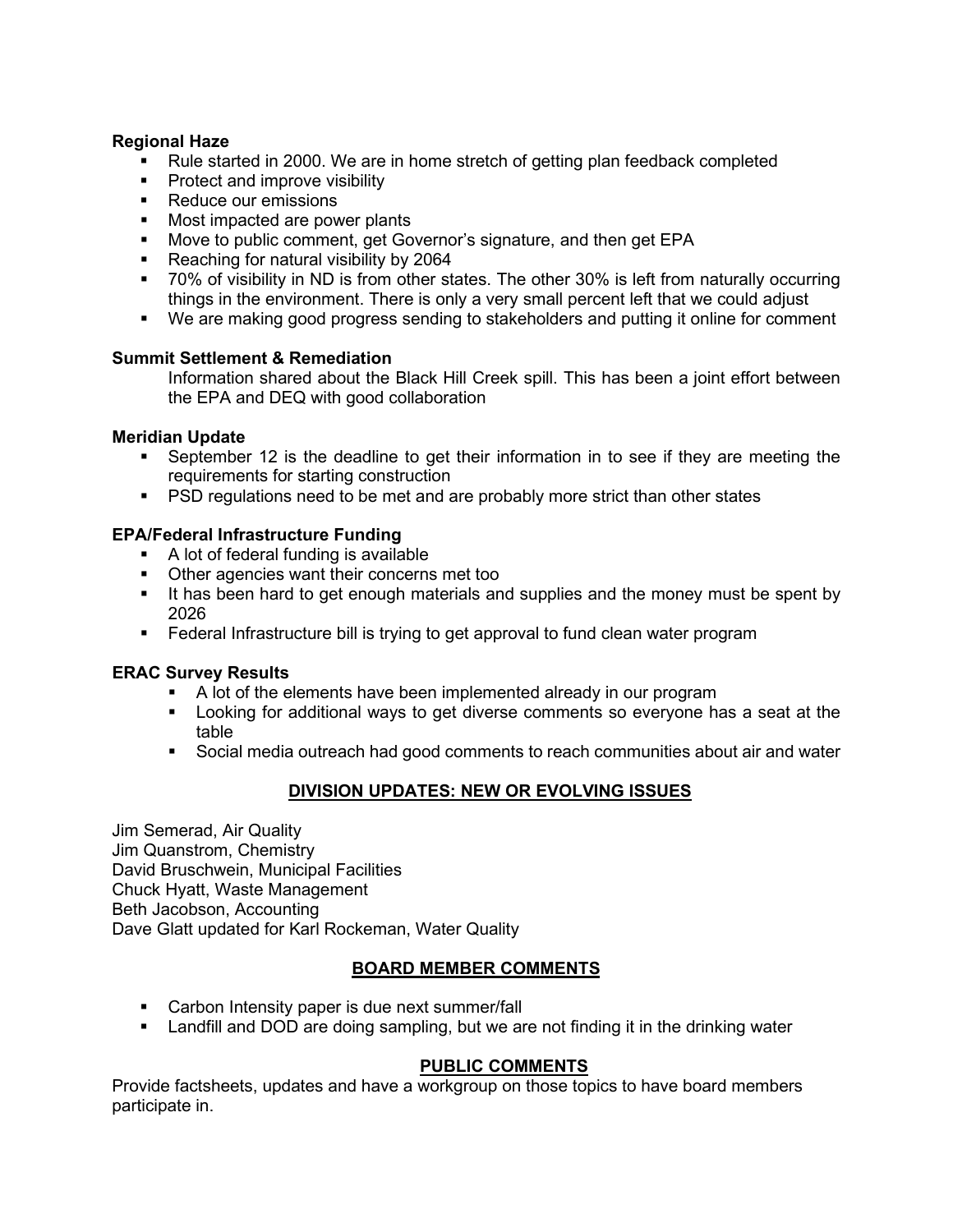**Regional Haze**

- Rule started in 2000. We are in home stretch of getting plan feedback completed
- Protect and improve visibility
- Reduce our emissions
- Most impacted are power plants
- Move to public comment, get Governor's signature, and then get EPA
- Reaching for natural visibility by 2064
- 70% of visibility in ND is from other states. The other 30% is left from naturally occurring things in the environment. There is only a very small percent left that we could adjust
- We are making good progress sending to stakeholders and putting it online for comment

**Summit Settlement & Remediation**

Information shared about the Black Hill Creek spill. This has been a joint effort between the EPA and DEQ with good collaboration

**Meridian Update**

- September 12 is the deadline to get their information in to see if they are meeting the requirements for starting construction
- PSD regulations need to be met and are probably more strict than other states

**EPA/Federal Infrastructure Funding**

- A lot of federal funding is available
- Other agencies want their concerns met too
- It has been hard to get enough materials and supplies and the money must be spent by 2026
- Federal Infrastructure bill is trying to get approval to fund clean water program

**ERAC Survey Results**

- A lot of the elements have been implemented already in our program
- Looking for additional ways to get diverse comments so everyone has a seat at the table
- Social media outreach had good comments to reach communities about air and water

## DIVISION UPDATES: NEW OR EVOLVING ISSUES

Jim Semerad, Air Quality
Jim Quanstrom, Chemistry
David Bruschwein, Municipal Facilities
Chuck Hyatt, Waste Management
Beth Jacobson, Accounting
Dave Glatt updated for Karl Rockeman, Water Quality

## BOARD MEMBER COMMENTS

- Carbon Intensity paper is due next summer/fall
- Landfill and DOD are doing sampling, but we are not finding it in the drinking water

## PUBLIC COMMENTS

Provide factsheets, updates and have a workgroup on those topics to have board members participate in.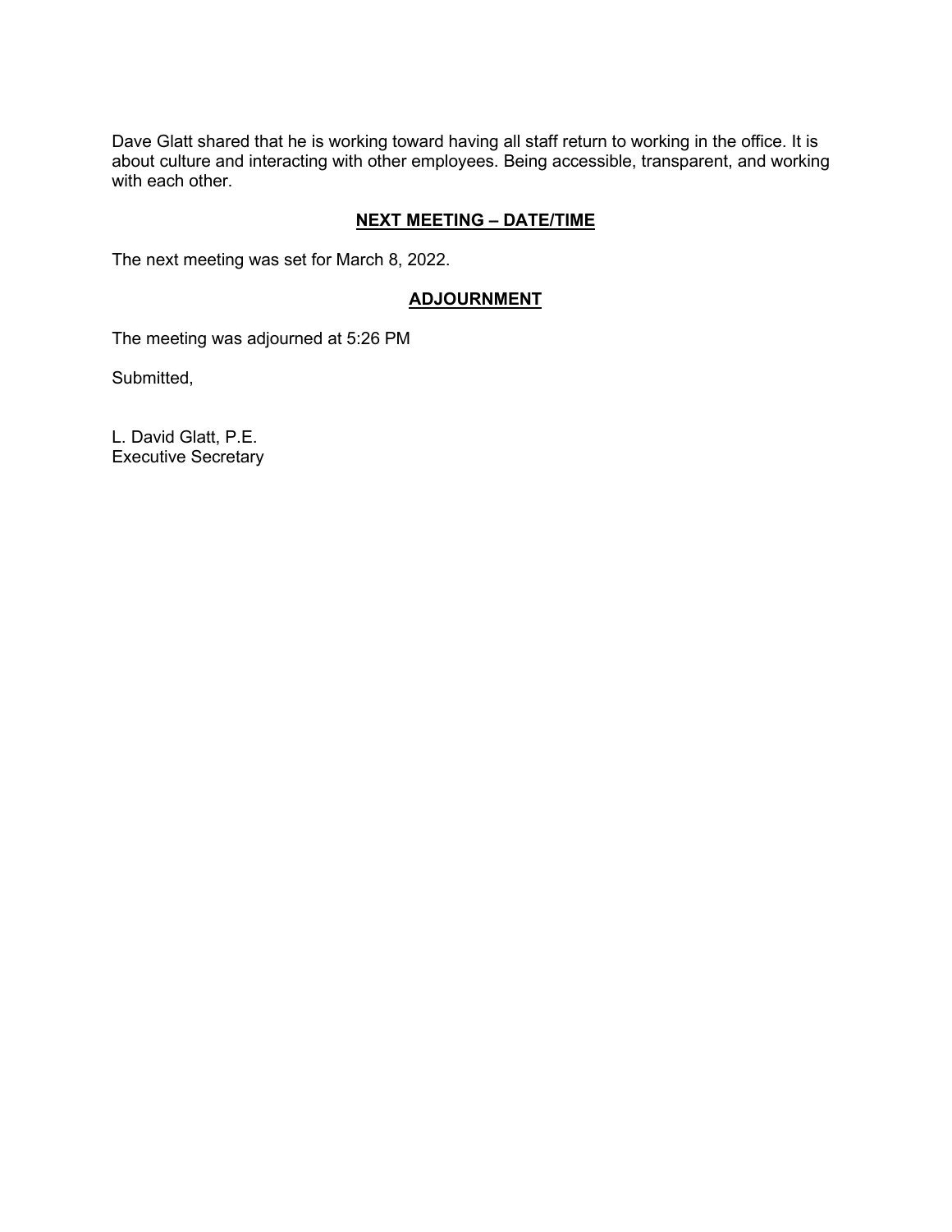Dave Glatt shared that he is working toward having all staff return to working in the office. It is about culture and interacting with other employees. Being accessible, transparent, and working with each other.

## NEXT MEETING – DATE/TIME

The next meeting was set for March 8, 2022.

## ADJOURNMENT

The meeting was adjourned at 5:26 PM

Submitted,

L. David Glatt, P.E.
Executive Secretary